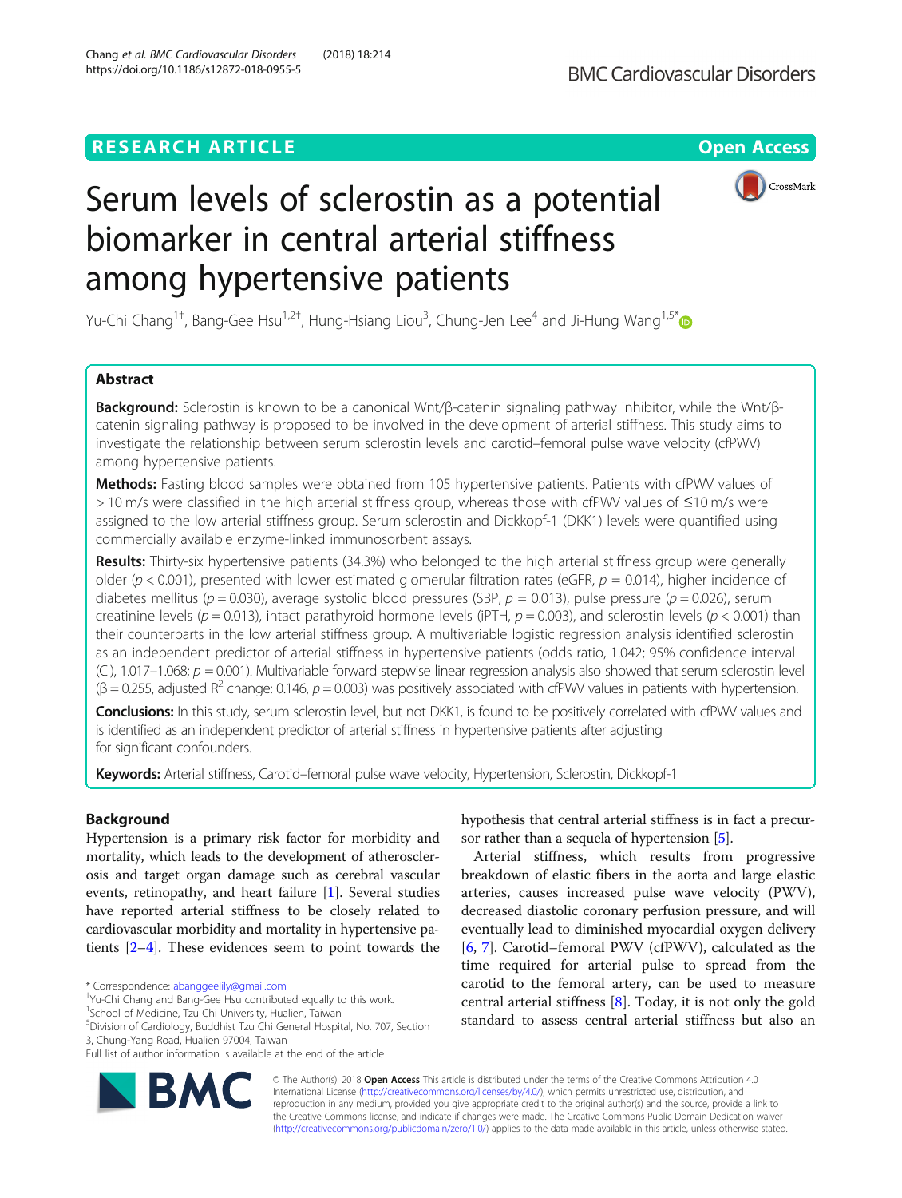RESEARCH ARTICLE

Open Access

# Serum levels of sclerostin as a potential biomarker in central arterial stiffness among hypertensive patients

Yu-Chi Chang[1†], Bang-Gee Hsu[1,2†], Hung-Hsiang Liou[3], Chung-Jen Lee[4] and Ji-Hung Wang[1,5*]

## Abstract

**Background:** Sclerostin is known to be a canonical Wnt/β-catenin signaling pathway inhibitor, while the Wnt/β-catenin signaling pathway is proposed to be involved in the development of arterial stiffness. This study aims to investigate the relationship between serum sclerostin levels and carotid–femoral pulse wave velocity (cfPWV) among hypertensive patients.

**Methods:** Fasting blood samples were obtained from 105 hypertensive patients. Patients with cfPWV values of > 10 m/s were classified in the high arterial stiffness group, whereas those with cfPWV values of ≤10 m/s were assigned to the low arterial stiffness group. Serum sclerostin and Dickkopf-1 (DKK1) levels were quantified using commercially available enzyme-linked immunosorbent assays.

**Results:** Thirty-six hypertensive patients (34.3%) who belonged to the high arterial stiffness group were generally older ($p < 0.001$), presented with lower estimated glomerular filtration rates (eGFR, $p = 0.014$), higher incidence of diabetes mellitus ($p = 0.030$), average systolic blood pressures (SBP, $p = 0.013$), pulse pressure ($p = 0.026$), serum creatinine levels ($p = 0.013$), intact parathyroid hormone levels (iPTH, $p = 0.003$), and sclerostin levels ($p < 0.001$) than their counterparts in the low arterial stiffness group. A multivariable logistic regression analysis identified sclerostin as an independent predictor of arterial stiffness in hypertensive patients (odds ratio, 1.042; 95% confidence interval (CI), 1.017–1.068; $p = 0.001$). Multivariable forward stepwise linear regression analysis also showed that serum sclerostin level ($\beta = 0.255$, adjusted $R^2$ change: 0.146, $p = 0.003$) was positively associated with cfPWV values in patients with hypertension.

**Conclusions:** In this study, serum sclerostin level, but not DKK1, is found to be positively correlated with cfPWV values and is identified as an independent predictor of arterial stiffness in hypertensive patients after adjusting for significant confounders.

**Keywords:** Arterial stiffness, Carotid–femoral pulse wave velocity, Hypertension, Sclerostin, Dickkopf-1

## Background

Hypertension is a primary risk factor for morbidity and mortality, which leads to the development of atherosclerosis and target organ damage such as cerebral vascular events, retinopathy, and heart failure [1]. Several studies have reported arterial stiffness to be closely related to cardiovascular morbidity and mortality in hypertensive patients [2–4]. These evidences seem to point towards the hypothesis that central arterial stiffness is in fact a precursor rather than a sequela of hypertension [5].

Arterial stiffness, which results from progressive breakdown of elastic fibers in the aorta and large elastic arteries, causes increased pulse wave velocity (PWV), decreased diastolic coronary perfusion pressure, and will eventually lead to diminished myocardial oxygen delivery [6, 7]. Carotid–femoral PWV (cfPWV), calculated as the time required for arterial pulse to spread from the carotid to the femoral artery, can be used to measure central arterial stiffness [8]. Today, it is not only the gold standard to assess central arterial stiffness but also an

---

* Correspondence: abanggeelily@gmail.com
†Yu-Chi Chang and Bang-Gee Hsu contributed equally to this work.
[1]School of Medicine, Tzu Chi University, Hualien, Taiwan
[5]Division of Cardiology, Buddhist Tzu Chi General Hospital, No. 707, Section 3, Chung-Yang Road, Hualien 97004, Taiwan
Full list of author information is available at the end of the article

© The Author(s). 2018 **Open Access** This article is distributed under the terms of the Creative Commons Attribution 4.0 International License (http://creativecommons.org/licenses/by/4.0/), which permits unrestricted use, distribution, and reproduction in any medium, provided you give appropriate credit to the original author(s) and the source, provide a link to the Creative Commons license, and indicate if changes were made. The Creative Commons Public Domain Dedication waiver (http://creativecommons.org/publicdomain/zero/1.0/) applies to the data made available in this article, unless otherwise stated.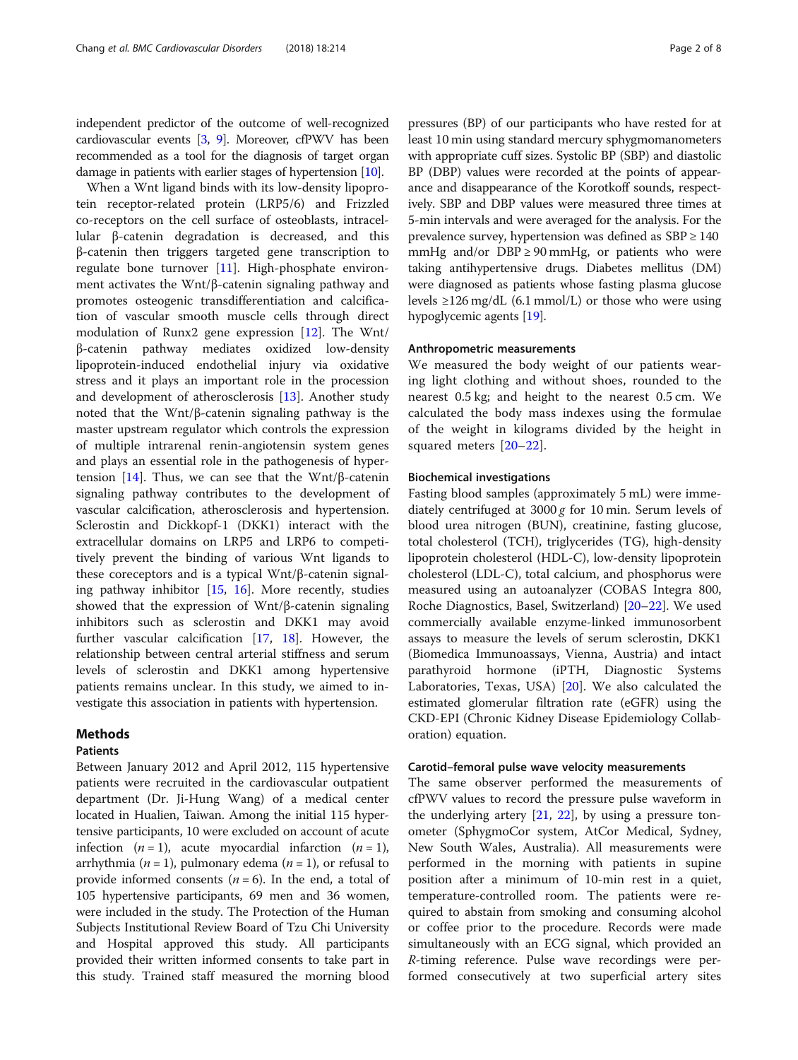independent predictor of the outcome of well-recognized cardiovascular events [3, 9]. Moreover, cfPWV has been recommended as a tool for the diagnosis of target organ damage in patients with earlier stages of hypertension [10].

When a Wnt ligand binds with its low-density lipoprotein receptor-related protein (LRP5/6) and Frizzled co-receptors on the cell surface of osteoblasts, intracellular β-catenin degradation is decreased, and this β-catenin then triggers targeted gene transcription to regulate bone turnover [11]. High-phosphate environment activates the Wnt/β-catenin signaling pathway and promotes osteogenic transdifferentiation and calcification of vascular smooth muscle cells through direct modulation of Runx2 gene expression [12]. The Wnt/β-catenin pathway mediates oxidized low-density lipoprotein-induced endothelial injury via oxidative stress and it plays an important role in the procession and development of atherosclerosis [13]. Another study noted that the Wnt/β-catenin signaling pathway is the master upstream regulator which controls the expression of multiple intrarenal renin-angiotensin system genes and plays an essential role in the pathogenesis of hypertension [14]. Thus, we can see that the Wnt/β-catenin signaling pathway contributes to the development of vascular calcification, atherosclerosis and hypertension. Sclerostin and Dickkopf-1 (DKK1) interact with the extracellular domains on LRP5 and LRP6 to competitively prevent the binding of various Wnt ligands to these coreceptors and is a typical Wnt/β-catenin signaling pathway inhibitor [15, 16]. More recently, studies showed that the expression of Wnt/β-catenin signaling inhibitors such as sclerostin and DKK1 may avoid further vascular calcification [17, 18]. However, the relationship between central arterial stiffness and serum levels of sclerostin and DKK1 among hypertensive patients remains unclear. In this study, we aimed to investigate this association in patients with hypertension.

## Methods

### Patients

Between January 2012 and April 2012, 115 hypertensive patients were recruited in the cardiovascular outpatient department (Dr. Ji-Hung Wang) of a medical center located in Hualien, Taiwan. Among the initial 115 hypertensive participants, 10 were excluded on account of acute infection ($n = 1$), acute myocardial infarction ($n = 1$), arrhythmia ($n = 1$), pulmonary edema ($n = 1$), or refusal to provide informed consents ($n = 6$). In the end, a total of 105 hypertensive participants, 69 men and 36 women, were included in the study. The Protection of the Human Subjects Institutional Review Board of Tzu Chi University and Hospital approved this study. All participants provided their written informed consents to take part in this study. Trained staff measured the morning blood pressures (BP) of our participants who have rested for at least 10 min using standard mercury sphygmomanometers with appropriate cuff sizes. Systolic BP (SBP) and diastolic BP (DBP) values were recorded at the points of appearance and disappearance of the Korotkoff sounds, respectively. SBP and DBP values were measured three times at 5-min intervals and were averaged for the analysis. For the prevalence survey, hypertension was defined as SBP ≥ 140 mmHg and/or DBP ≥ 90 mmHg, or patients who were taking antihypertensive drugs. Diabetes mellitus (DM) were diagnosed as patients whose fasting plasma glucose levels ≥126 mg/dL (6.1 mmol/L) or those who were using hypoglycemic agents [19].

### Anthropometric measurements

We measured the body weight of our patients wearing light clothing and without shoes, rounded to the nearest 0.5 kg; and height to the nearest 0.5 cm. We calculated the body mass indexes using the formulae of the weight in kilograms divided by the height in squared meters [20–22].

### Biochemical investigations

Fasting blood samples (approximately 5 mL) were immediately centrifuged at 3000 *g* for 10 min. Serum levels of blood urea nitrogen (BUN), creatinine, fasting glucose, total cholesterol (TCH), triglycerides (TG), high-density lipoprotein cholesterol (HDL-C), low-density lipoprotein cholesterol (LDL-C), total calcium, and phosphorus were measured using an autoanalyzer (COBAS Integra 800, Roche Diagnostics, Basel, Switzerland) [20–22]. We used commercially available enzyme-linked immunosorbent assays to measure the levels of serum sclerostin, DKK1 (Biomedica Immunoassays, Vienna, Austria) and intact parathyroid hormone (iPTH, Diagnostic Systems Laboratories, Texas, USA) [20]. We also calculated the estimated glomerular filtration rate (eGFR) using the CKD-EPI (Chronic Kidney Disease Epidemiology Collaboration) equation.

### Carotid–femoral pulse wave velocity measurements

The same observer performed the measurements of cfPWV values to record the pressure pulse waveform in the underlying artery [21, 22], by using a pressure tonometer (SphygmoCor system, AtCor Medical, Sydney, New South Wales, Australia). All measurements were performed in the morning with patients in supine position after a minimum of 10-min rest in a quiet, temperature-controlled room. The patients were required to abstain from smoking and consuming alcohol or coffee prior to the procedure. Records were made simultaneously with an ECG signal, which provided an *R*-timing reference. Pulse wave recordings were performed consecutively at two superficial artery sites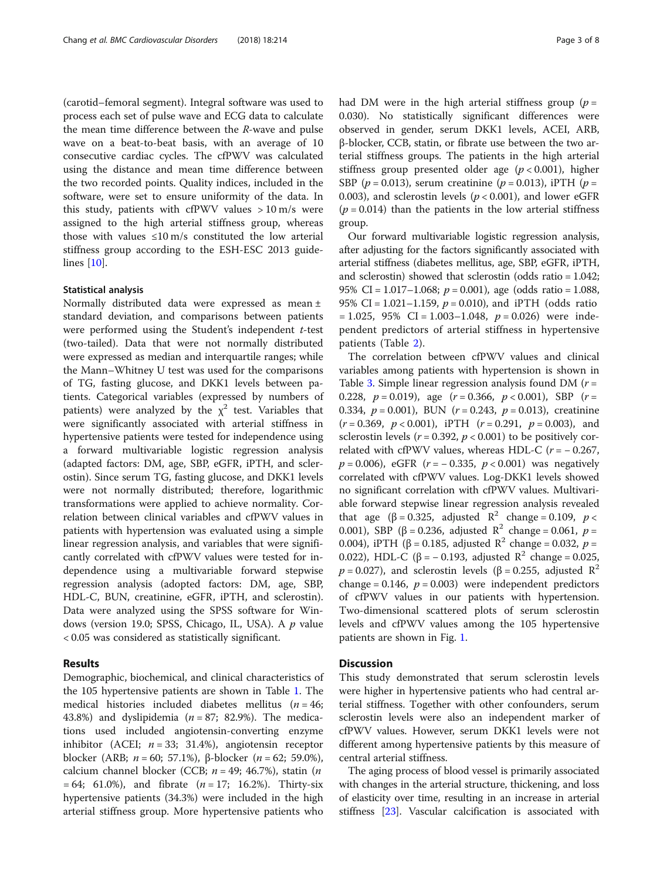(carotid–femoral segment). Integral software was used to process each set of pulse wave and ECG data to calculate the mean time difference between the *R*-wave and pulse wave on a beat-to-beat basis, with an average of 10 consecutive cardiac cycles. The cfPWV was calculated using the distance and mean time difference between the two recorded points. Quality indices, included in the software, were set to ensure uniformity of the data. In this study, patients with cfPWV values > 10 m/s were assigned to the high arterial stiffness group, whereas those with values ≤10 m/s constituted the low arterial stiffness group according to the ESH-ESC 2013 guidelines [10].

### Statistical analysis

Normally distributed data were expressed as mean ± standard deviation, and comparisons between patients were performed using the Student's independent *t*-test (two-tailed). Data that were not normally distributed were expressed as median and interquartile ranges; while the Mann–Whitney U test was used for the comparisons of TG, fasting glucose, and DKK1 levels between patients. Categorical variables (expressed by numbers of patients) were analyzed by the $\chi^2$ test. Variables that were significantly associated with arterial stiffness in hypertensive patients were tested for independence using a forward multivariable logistic regression analysis (adapted factors: DM, age, SBP, eGFR, iPTH, and sclerostin). Since serum TG, fasting glucose, and DKK1 levels were not normally distributed; therefore, logarithmic transformations were applied to achieve normality. Correlation between clinical variables and cfPWV values in patients with hypertension was evaluated using a simple linear regression analysis, and variables that were significantly correlated with cfPWV values were tested for independence using a multivariable forward stepwise regression analysis (adopted factors: DM, age, SBP, HDL-C, BUN, creatinine, eGFR, iPTH, and sclerostin). Data were analyzed using the SPSS software for Windows (version 19.0; SPSS, Chicago, IL, USA). A *p* value < 0.05 was considered as statistically significant.

## Results

Demographic, biochemical, and clinical characteristics of the 105 hypertensive patients are shown in Table 1. The medical histories included diabetes mellitus ($n = 46$; 43.8%) and dyslipidemia ($n = 87$; 82.9%). The medications used included angiotensin-converting enzyme inhibitor (ACEI; $n = 33$; 31.4%), angiotensin receptor blocker (ARB; $n = 60$; 57.1%), β-blocker ($n = 62$; 59.0%), calcium channel blocker (CCB; $n = 49$; 46.7%), statin ($n = 64$; 61.0%), and fibrate ($n = 17$; 16.2%). Thirty-six hypertensive patients (34.3%) were included in the high arterial stiffness group. More hypertensive patients who had DM were in the high arterial stiffness group ($p = 0.030$). No statistically significant differences were observed in gender, serum DKK1 levels, ACEI, ARB, β-blocker, CCB, statin, or fibrate use between the two arterial stiffness groups. The patients in the high arterial stiffness group presented older age ($p < 0.001$), higher SBP ($p = 0.013$), serum creatinine ($p = 0.013$), iPTH ($p = 0.003$), and sclerostin levels ($p < 0.001$), and lower eGFR ($p = 0.014$) than the patients in the low arterial stiffness group.

Our forward multivariable logistic regression analysis, after adjusting for the factors significantly associated with arterial stiffness (diabetes mellitus, age, SBP, eGFR, iPTH, and sclerostin) showed that sclerostin (odds ratio = 1.042; 95% CI = 1.017–1.068; $p = 0.001$), age (odds ratio = 1.088, 95% CI = 1.021–1.159, $p = 0.010$), and iPTH (odds ratio = 1.025, 95% CI = 1.003–1.048, $p = 0.026$) were independent predictors of arterial stiffness in hypertensive patients (Table 2).

The correlation between cfPWV values and clinical variables among patients with hypertension is shown in Table 3. Simple linear regression analysis found DM ($r = 0.228$, $p = 0.019$), age ($r = 0.366$, $p < 0.001$), SBP ($r = 0.334$, $p = 0.001$), BUN ($r = 0.243$, $p = 0.013$), creatinine ($r = 0.369$, $p < 0.001$), iPTH ($r = 0.291$, $p = 0.003$), and sclerostin levels ($r = 0.392$, $p < 0.001$) to be positively correlated with cfPWV values, whereas HDL-C ($r = -0.267$, $p = 0.006$), eGFR ($r = -0.335$, $p < 0.001$) was negatively correlated with cfPWV values. Log-DKK1 levels showed no significant correlation with cfPWV values. Multivariable forward stepwise linear regression analysis revealed that age (β = 0.325, adjusted $R^2$ change = 0.109, $p < 0.001$), SBP (β = 0.236, adjusted $R^2$ change = 0.061, $p = 0.004$), iPTH (β = 0.185, adjusted $R^2$ change = 0.032, $p = 0.022$), HDL-C (β = − 0.193, adjusted $R^2$ change = 0.025, $p = 0.027$), and sclerostin levels (β = 0.255, adjusted $R^2$ change = 0.146, $p = 0.003$) were independent predictors of cfPWV values in our patients with hypertension. Two-dimensional scattered plots of serum sclerostin levels and cfPWV values among the 105 hypertensive patients are shown in Fig. 1.

## Discussion

This study demonstrated that serum sclerostin levels were higher in hypertensive patients who had central arterial stiffness. Together with other confounders, serum sclerostin levels were also an independent marker of cfPWV values. However, serum DKK1 levels were not different among hypertensive patients by this measure of central arterial stiffness.

The aging process of blood vessel is primarily associated with changes in the arterial structure, thickening, and loss of elasticity over time, resulting in an increase in arterial stiffness [23]. Vascular calcification is associated with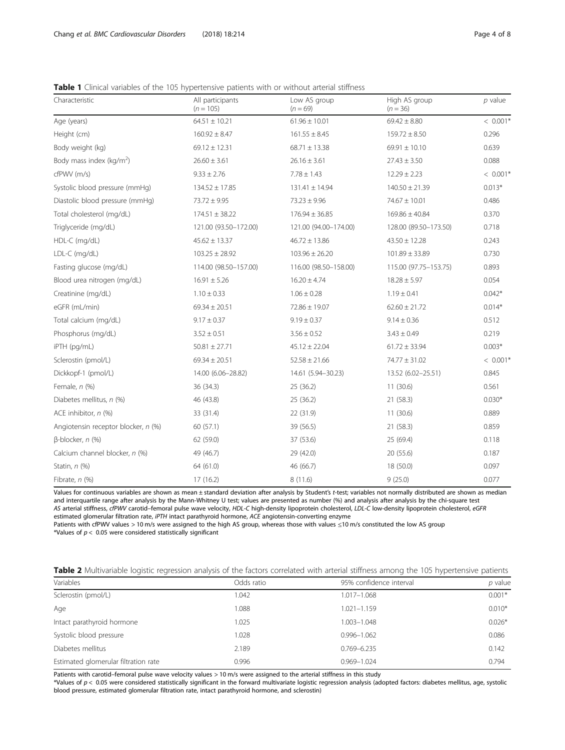**Table 1** Clinical variables of the 105 hypertensive patients with or without arterial stiffness

| Characteristic | All participants ($n = 105$) | Low AS group ($n = 69$) | High AS group ($n = 36$) | *p* value |
|---|---|---|---|---|
| Age (years) | 64.51 ± 10.21 | 61.96 ± 10.01 | 69.42 ± 8.80 | < 0.001* |
| Height (cm) | 160.92 ± 8.47 | 161.55 ± 8.45 | 159.72 ± 8.50 | 0.296 |
| Body weight (kg) | 69.12 ± 12.31 | 68.71 ± 13.38 | 69.91 ± 10.10 | 0.639 |
| Body mass index (kg/m$^2$) | 26.60 ± 3.61 | 26.16 ± 3.61 | 27.43 ± 3.50 | 0.088 |
| cfPWV (m/s) | 9.33 ± 2.76 | 7.78 ± 1.43 | 12.29 ± 2.23 | < 0.001* |
| Systolic blood pressure (mmHg) | 134.52 ± 17.85 | 131.41 ± 14.94 | 140.50 ± 21.39 | 0.013* |
| Diastolic blood pressure (mmHg) | 73.72 ± 9.95 | 73.23 ± 9.96 | 74.67 ± 10.01 | 0.486 |
| Total cholesterol (mg/dL) | 174.51 ± 38.22 | 176.94 ± 36.85 | 169.86 ± 40.84 | 0.370 |
| Triglyceride (mg/dL) | 121.00 (93.50–172.00) | 121.00 (94.00–174.00) | 128.00 (89.50–173.50) | 0.718 |
| HDL-C (mg/dL) | 45.62 ± 13.37 | 46.72 ± 13.86 | 43.50 ± 12.28 | 0.243 |
| LDL-C (mg/dL) | 103.25 ± 28.92 | 103.96 ± 26.20 | 101.89 ± 33.89 | 0.730 |
| Fasting glucose (mg/dL) | 114.00 (98.50–157.00) | 116.00 (98.50–158.00) | 115.00 (97.75–153.75) | 0.893 |
| Blood urea nitrogen (mg/dL) | 16.91 ± 5.26 | 16.20 ± 4.74 | 18.28 ± 5.97 | 0.054 |
| Creatinine (mg/dL) | 1.10 ± 0.33 | 1.06 ± 0.28 | 1.19 ± 0.41 | 0.042* |
| eGFR (mL/min) | 69.34 ± 20.51 | 72.86 ± 19.07 | 62.60 ± 21.72 | 0.014* |
| Total calcium (mg/dL) | 9.17 ± 0.37 | 9.19 ± 0.37 | 9.14 ± 0.36 | 0.512 |
| Phosphorus (mg/dL) | 3.52 ± 0.51 | 3.56 ± 0.52 | 3.43 ± 0.49 | 0.219 |
| iPTH (pg/mL) | 50.81 ± 27.71 | 45.12 ± 22.04 | 61.72 ± 33.94 | 0.003* |
| Sclerostin (pmol/L) | 69.34 ± 20.51 | 52.58 ± 21.66 | 74.77 ± 31.02 | < 0.001* |
| Dickkopf-1 (pmol/L) | 14.00 (6.06–28.82) | 14.61 (5.94–30.23) | 13.52 (6.02–25.51) | 0.845 |
| Female, *n* (%) | 36 (34.3) | 25 (36.2) | 11 (30.6) | 0.561 |
| Diabetes mellitus, *n* (%) | 46 (43.8) | 25 (36.2) | 21 (58.3) | 0.030* |
| ACE inhibitor, *n* (%) | 33 (31.4) | 22 (31.9) | 11 (30.6) | 0.889 |
| Angiotensin receptor blocker, *n* (%) | 60 (57.1) | 39 (56.5) | 21 (58.3) | 0.859 |
| β-blocker, *n* (%) | 62 (59.0) | 37 (53.6) | 25 (69.4) | 0.118 |
| Calcium channel blocker, *n* (%) | 49 (46.7) | 29 (42.0) | 20 (55.6) | 0.187 |
| Statin, *n* (%) | 64 (61.0) | 46 (66.7) | 18 (50.0) | 0.097 |
| Fibrate, *n* (%) | 17 (16.2) | 8 (11.6) | 9 (25.0) | 0.077 |

Values for continuous variables are shown as mean ± standard deviation after analysis by Student's *t*-test; variables not normally distributed are shown as median and interquartile range after analysis by the Mann-Whitney U test; values are presented as number (%) and analysis after analysis by the chi-square test
*AS* arterial stiffness, *cfPWV* carotid–femoral pulse wave velocity, *HDL-C* high-density lipoprotein cholesterol, *LDL-C* low-density lipoprotein cholesterol, *eGFR* estimated glomerular filtration rate, *iPTH* intact parathyroid hormone, *ACE* angiotensin-converting enzyme
Patients with cfPWV values > 10 m/s were assigned to the high AS group, whereas those with values ≤10 m/s constituted the low AS group
*Values of $p < 0.05$ were considered statistically significant

**Table 2** Multivariable logistic regression analysis of the factors correlated with arterial stiffness among the 105 hypertensive patients

| Variables | Odds ratio | 95% confidence interval | *p* value |
|---|---|---|---|
| Sclerostin (pmol/L) | 1.042 | 1.017–1.068 | 0.001* |
| Age | 1.088 | 1.021–1.159 | 0.010* |
| Intact parathyroid hormone | 1.025 | 1.003–1.048 | 0.026* |
| Systolic blood pressure | 1.028 | 0.996–1.062 | 0.086 |
| Diabetes mellitus | 2.189 | 0.769–6.235 | 0.142 |
| Estimated glomerular filtration rate | 0.996 | 0.969–1.024 | 0.794 |

Patients with carotid–femoral pulse wave velocity values > 10 m/s were assigned to the arterial stiffness in this study
*Values of $p < 0.05$ were considered statistically significant in the forward multivariate logistic regression analysis (adopted factors: diabetes mellitus, age, systolic blood pressure, estimated glomerular filtration rate, intact parathyroid hormone, and sclerostin)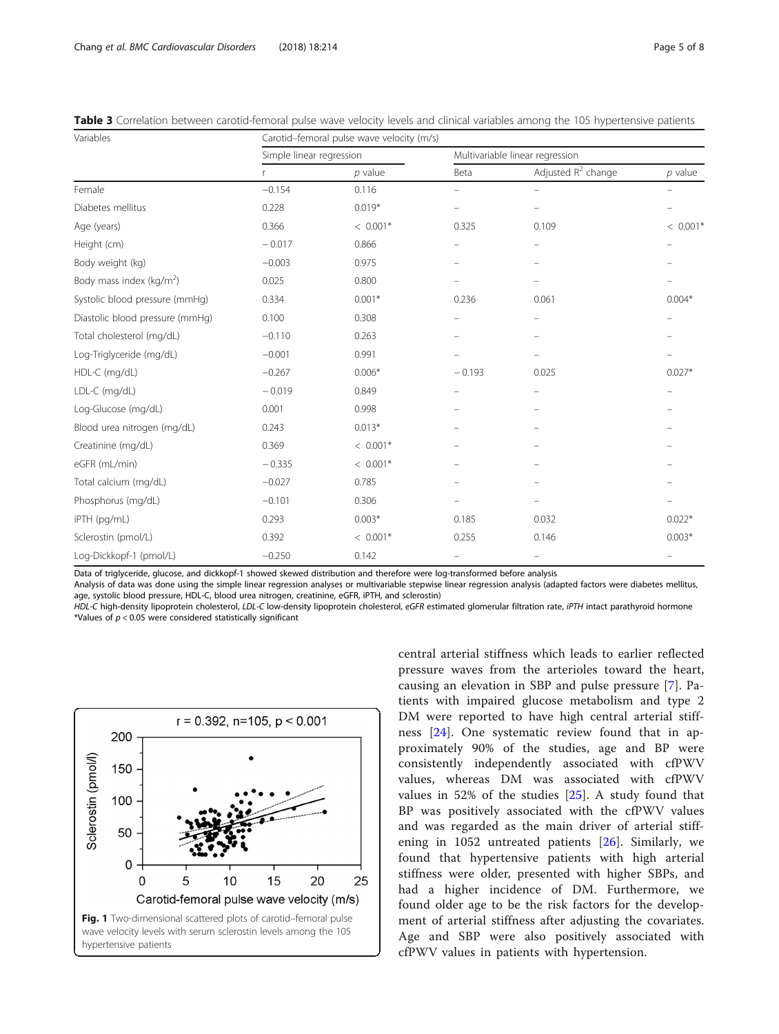**Table 3** Correlation between carotid-femoral pulse wave velocity levels and clinical variables among the 105 hypertensive patients

| Variables | Carotid–femoral pulse wave velocity (m/s) | | | | |
|---|---|---|---|---|---|
| | Simple linear regression | | Multivariable linear regression | | |
| | r | *p* value | Beta | Adjusted $R^2$ change | *p* value |
| Female | −0.154 | 0.116 | – | – | – |
| Diabetes mellitus | 0.228 | 0.019* | – | – | – |
| Age (years) | 0.366 | < 0.001* | 0.325 | 0.109 | < 0.001* |
| Height (cm) | − 0.017 | 0.866 | – | – | – |
| Body weight (kg) | −0.003 | 0.975 | – | – | – |
| Body mass index (kg/m$^2$) | 0.025 | 0.800 | – | – | – |
| Systolic blood pressure (mmHg) | 0.334 | 0.001* | 0.236 | 0.061 | 0.004* |
| Diastolic blood pressure (mmHg) | 0.100 | 0.308 | – | – | – |
| Total cholesterol (mg/dL) | −0.110 | 0.263 | – | – | – |
| Log-Triglyceride (mg/dL) | −0.001 | 0.991 | – | – | – |
| HDL-C (mg/dL) | −0.267 | 0.006* | − 0.193 | 0.025 | 0.027* |
| LDL-C (mg/dL) | − 0.019 | 0.849 | – | – | – |
| Log-Glucose (mg/dL) | 0.001 | 0.998 | – | – | – |
| Blood urea nitrogen (mg/dL) | 0.243 | 0.013* | – | – | – |
| Creatinine (mg/dL) | 0.369 | < 0.001* | – | – | – |
| eGFR (mL/min) | − 0.335 | < 0.001* | – | – | – |
| Total calcium (mg/dL) | −0.027 | 0.785 | – | – | – |
| Phosphorus (mg/dL) | −0.101 | 0.306 | – | – | – |
| iPTH (pg/mL) | 0.293 | 0.003* | 0.185 | 0.032 | 0.022* |
| Sclerostin (pmol/L) | 0.392 | < 0.001* | 0.255 | 0.146 | 0.003* |
| Log-Dickkopf-1 (pmol/L) | −0.250 | 0.142 | – | – | – |

Data of triglyceride, glucose, and dickkopf-1 showed skewed distribution and therefore were log-transformed before analysis
Analysis of data was done using the simple linear regression analyses or multivariable stepwise linear regression analysis (adapted factors were diabetes mellitus, age, systolic blood pressure, HDL-C, blood urea nitrogen, creatinine, eGFR, iPTH, and sclerostin)
*HDL-C* high-density lipoprotein cholesterol, *LDL-C* low-density lipoprotein cholesterol, *eGFR* estimated glomerular filtration rate, *iPTH* intact parathyroid hormone
*Values of $p < 0.05$ were considered statistically significant

**Fig. 1** Two-dimensional scattered plots of carotid–femoral pulse wave velocity levels with serum sclerostin levels among the 105 hypertensive patients

central arterial stiffness which leads to earlier reflected pressure waves from the arterioles toward the heart, causing an elevation in SBP and pulse pressure [7]. Patients with impaired glucose metabolism and type 2 DM were reported to have high central arterial stiffness [24]. One systematic review found that in approximately 90% of the studies, age and BP were consistently independently associated with cfPWV values, whereas DM was associated with cfPWV values in 52% of the studies [25]. A study found that BP was positively associated with the cfPWV values and was regarded as the main driver of arterial stiffening in 1052 untreated patients [26]. Similarly, we found that hypertensive patients with high arterial stiffness were older, presented with higher SBPs, and had a higher incidence of DM. Furthermore, we found older age to be the risk factors for the development of arterial stiffness after adjusting the covariates. Age and SBP were also positively associated with cfPWV values in patients with hypertension.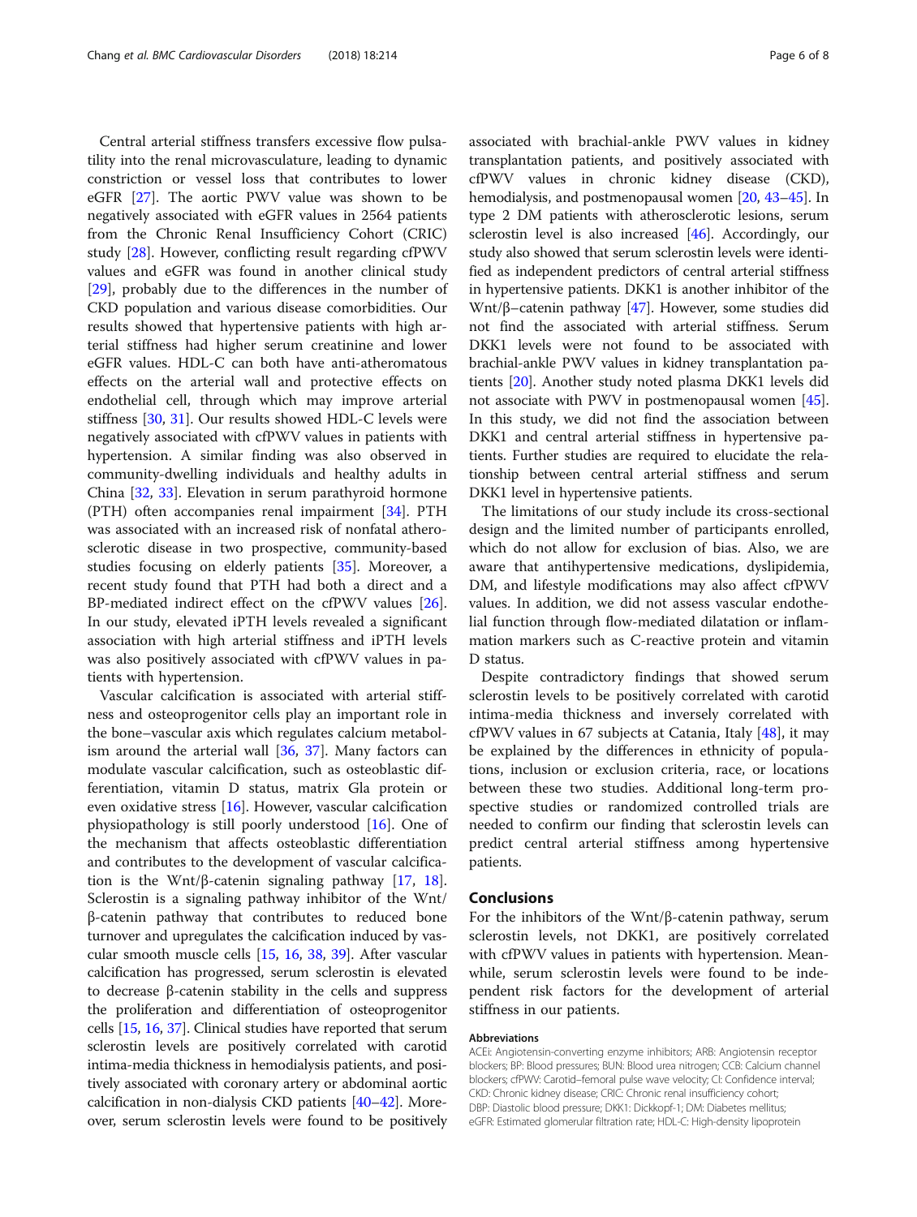Central arterial stiffness transfers excessive flow pulsatility into the renal microvasculature, leading to dynamic constriction or vessel loss that contributes to lower eGFR [27]. The aortic PWV value was shown to be negatively associated with eGFR values in 2564 patients from the Chronic Renal Insufficiency Cohort (CRIC) study [28]. However, conflicting result regarding cfPWV values and eGFR was found in another clinical study [29], probably due to the differences in the number of CKD population and various disease comorbidities. Our results showed that hypertensive patients with high arterial stiffness had higher serum creatinine and lower eGFR values. HDL-C can both have anti-atheromatous effects on the arterial wall and protective effects on endothelial cell, through which may improve arterial stiffness [30, 31]. Our results showed HDL-C levels were negatively associated with cfPWV values in patients with hypertension. A similar finding was also observed in community-dwelling individuals and healthy adults in China [32, 33]. Elevation in serum parathyroid hormone (PTH) often accompanies renal impairment [34]. PTH was associated with an increased risk of nonfatal atherosclerotic disease in two prospective, community-based studies focusing on elderly patients [35]. Moreover, a recent study found that PTH had both a direct and a BP-mediated indirect effect on the cfPWV values [26]. In our study, elevated iPTH levels revealed a significant association with high arterial stiffness and iPTH levels was also positively associated with cfPWV values in patients with hypertension.

Vascular calcification is associated with arterial stiffness and osteoprogenitor cells play an important role in the bone–vascular axis which regulates calcium metabolism around the arterial wall [36, 37]. Many factors can modulate vascular calcification, such as osteoblastic differentiation, vitamin D status, matrix Gla protein or even oxidative stress [16]. However, vascular calcification physiopathology is still poorly understood [16]. One of the mechanism that affects osteoblastic differentiation and contributes to the development of vascular calcification is the Wnt/β-catenin signaling pathway [17, 18]. Sclerostin is a signaling pathway inhibitor of the Wnt/β-catenin pathway that contributes to reduced bone turnover and upregulates the calcification induced by vascular smooth muscle cells [15, 16, 38, 39]. After vascular calcification has progressed, serum sclerostin is elevated to decrease β-catenin stability in the cells and suppress the proliferation and differentiation of osteoprogenitor cells [15, 16, 37]. Clinical studies have reported that serum sclerostin levels are positively correlated with carotid intima-media thickness in hemodialysis patients, and positively associated with coronary artery or abdominal aortic calcification in non-dialysis CKD patients [40–42]. Moreover, serum sclerostin levels were found to be positively associated with brachial-ankle PWV values in kidney transplantation patients, and positively associated with cfPWV values in chronic kidney disease (CKD), hemodialysis, and postmenopausal women [20, 43–45]. In type 2 DM patients with atherosclerotic lesions, serum sclerostin level is also increased [46]. Accordingly, our study also showed that serum sclerostin levels were identified as independent predictors of central arterial stiffness in hypertensive patients. DKK1 is another inhibitor of the Wnt/β–catenin pathway [47]. However, some studies did not find the associated with arterial stiffness. Serum DKK1 levels were not found to be associated with brachial-ankle PWV values in kidney transplantation patients [20]. Another study noted plasma DKK1 levels did not associate with PWV in postmenopausal women [45]. In this study, we did not find the association between DKK1 and central arterial stiffness in hypertensive patients. Further studies are required to elucidate the relationship between central arterial stiffness and serum DKK1 level in hypertensive patients.

The limitations of our study include its cross-sectional design and the limited number of participants enrolled, which do not allow for exclusion of bias. Also, we are aware that antihypertensive medications, dyslipidemia, DM, and lifestyle modifications may also affect cfPWV values. In addition, we did not assess vascular endothelial function through flow-mediated dilatation or inflammation markers such as C-reactive protein and vitamin D status.

Despite contradictory findings that showed serum sclerostin levels to be positively correlated with carotid intima-media thickness and inversely correlated with cfPWV values in 67 subjects at Catania, Italy [48], it may be explained by the differences in ethnicity of populations, inclusion or exclusion criteria, race, or locations between these two studies. Additional long-term prospective studies or randomized controlled trials are needed to confirm our finding that sclerostin levels can predict central arterial stiffness among hypertensive patients.

## Conclusions

For the inhibitors of the Wnt/β-catenin pathway, serum sclerostin levels, not DKK1, are positively correlated with cfPWV values in patients with hypertension. Meanwhile, serum sclerostin levels were found to be independent risk factors for the development of arterial stiffness in our patients.

#### Abbreviations

ACEi: Angiotensin-converting enzyme inhibitors; ARB: Angiotensin receptor blockers; BP: Blood pressures; BUN: Blood urea nitrogen; CCB: Calcium channel blockers; cfPWV: Carotid–femoral pulse wave velocity; CI: Confidence interval; CKD: Chronic kidney disease; CRIC: Chronic renal insufficiency cohort; DBP: Diastolic blood pressure; DKK1: Dickkopf-1; DM: Diabetes mellitus; eGFR: Estimated glomerular filtration rate; HDL-C: High-density lipoprotein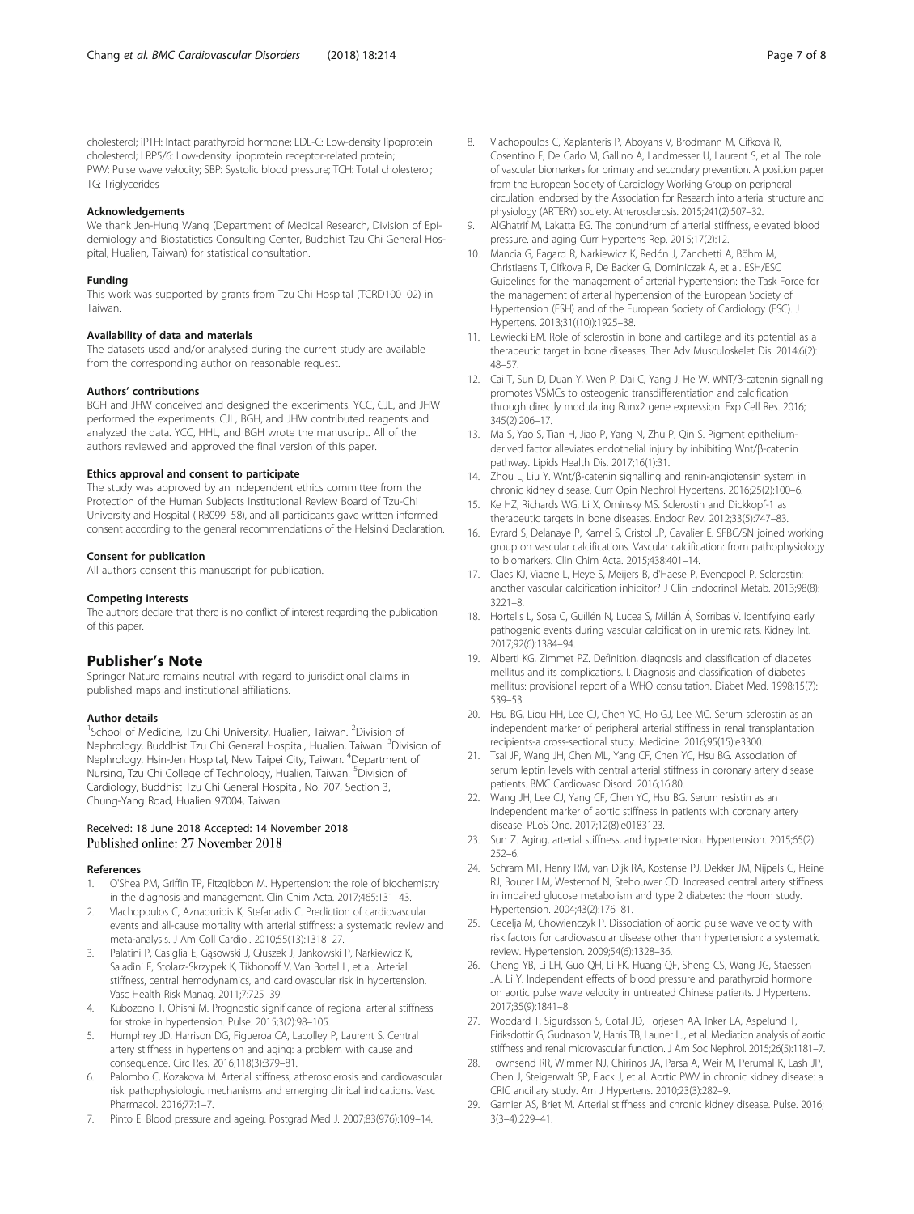cholesterol; iPTH: Intact parathyroid hormone; LDL-C: Low-density lipoprotein cholesterol; LRP5/6: Low-density lipoprotein receptor-related protein; PWV: Pulse wave velocity; SBP: Systolic blood pressure; TCH: Total cholesterol; TG: Triglycerides

### Acknowledgements
We thank Jen-Hung Wang (Department of Medical Research, Division of Epidemiology and Biostatistics Consulting Center, Buddhist Tzu Chi General Hospital, Hualien, Taiwan) for statistical consultation.

### Funding
This work was supported by grants from Tzu Chi Hospital (TCRD100–02) in Taiwan.

### Availability of data and materials
The datasets used and/or analysed during the current study are available from the corresponding author on reasonable request.

### Authors' contributions
BGH and JHW conceived and designed the experiments. YCC, CJL, and JHW performed the experiments. CJL, BGH, and JHW contributed reagents and analyzed the data. YCC, HHL, and BGH wrote the manuscript. All of the authors reviewed and approved the final version of this paper.

### Ethics approval and consent to participate
The study was approved by an independent ethics committee from the Protection of the Human Subjects Institutional Review Board of Tzu-Chi University and Hospital (IRB099–58), and all participants gave written informed consent according to the general recommendations of the Helsinki Declaration.

### Consent for publication
All authors consent this manuscript for publication.

### Competing interests
The authors declare that there is no conflict of interest regarding the publication of this paper.

## Publisher's Note
Springer Nature remains neutral with regard to jurisdictional claims in published maps and institutional affiliations.

### Author details
[1]School of Medicine, Tzu Chi University, Hualien, Taiwan. [2]Division of Nephrology, Buddhist Tzu Chi General Hospital, Hualien, Taiwan. [3]Division of Nephrology, Hsin-Jen Hospital, New Taipei City, Taiwan. [4]Department of Nursing, Tzu Chi College of Technology, Hualien, Taiwan. [5]Division of Cardiology, Buddhist Tzu Chi General Hospital, No. 707, Section 3, Chung-Yang Road, Hualien 97004, Taiwan.

Received: 18 June 2018 Accepted: 14 November 2018
Published online: 27 November 2018

### References
1. O'Shea PM, Griffin TP, Fitzgibbon M. Hypertension: the role of biochemistry in the diagnosis and management. Clin Chim Acta. 2017;465:131–43.
2. Vlachopoulos C, Aznaouridis K, Stefanadis C. Prediction of cardiovascular events and all-cause mortality with arterial stiffness: a systematic review and meta-analysis. J Am Coll Cardiol. 2010;55(13):1318–27.
3. Palatini P, Casiglia E, Gąsowski J, Głuszek J, Jankowski P, Narkiewicz K, Saladini F, Stolarz-Skrzypek K, Tikhonoff V, Van Bortel L, et al. Arterial stiffness, central hemodynamics, and cardiovascular risk in hypertension. Vasc Health Risk Manag. 2011;7:725–39.
4. Kubozono T, Ohishi M. Prognostic significance of regional arterial stiffness for stroke in hypertension. Pulse. 2015;3(2):98–105.
5. Humphrey JD, Harrison DG, Figueroa CA, Lacolley P, Laurent S. Central artery stiffness in hypertension and aging: a problem with cause and consequence. Circ Res. 2016;118(3):379–81.
6. Palombo C, Kozakova M. Arterial stiffness, atherosclerosis and cardiovascular risk: pathophysiologic mechanisms and emerging clinical indications. Vasc Pharmacol. 2016;77:1–7.
7. Pinto E. Blood pressure and ageing. Postgrad Med J. 2007;83(976):109–14.
8. Vlachopoulos C, Xaplanteris P, Aboyans V, Brodmann M, Cífková R, Cosentino F, De Carlo M, Gallino A, Landmesser U, Laurent S, et al. The role of vascular biomarkers for primary and secondary prevention. A position paper from the European Society of Cardiology Working Group on peripheral circulation: endorsed by the Association for Research into arterial structure and physiology (ARTERY) society. Atherosclerosis. 2015;241(2):507–32.
9. AlGhatrif M, Lakatta EG. The conundrum of arterial stiffness, elevated blood pressure. and aging Curr Hypertens Rep. 2015;17(2):12.
10. Mancia G, Fagard R, Narkiewicz K, Redón J, Zanchetti A, Böhm M, Christiaens T, Cifkova R, De Backer G, Dominiczak A, et al. ESH/ESC Guidelines for the management of arterial hypertension: the Task Force for the management of arterial hypertension of the European Society of Hypertension (ESH) and of the European Society of Cardiology (ESC). J Hypertens. 2013;31((10)):1925–38.
11. Lewiecki EM. Role of sclerostin in bone and cartilage and its potential as a therapeutic target in bone diseases. Ther Adv Musculoskelet Dis. 2014;6(2): 48–57.
12. Cai T, Sun D, Duan Y, Wen P, Dai C, Yang J, He W. WNT/β-catenin signalling promotes VSMCs to osteogenic transdifferentiation and calcification through directly modulating Runx2 gene expression. Exp Cell Res. 2016; 345(2):206–17.
13. Ma S, Yao S, Tian H, Jiao P, Yang N, Zhu P, Qin S. Pigment epithelium-derived factor alleviates endothelial injury by inhibiting Wnt/β-catenin pathway. Lipids Health Dis. 2017;16(1):31.
14. Zhou L, Liu Y. Wnt/β-catenin signalling and renin-angiotensin system in chronic kidney disease. Curr Opin Nephrol Hypertens. 2016;25(2):100–6.
15. Ke HZ, Richards WG, Li X, Ominsky MS. Sclerostin and Dickkopf-1 as therapeutic targets in bone diseases. Endocr Rev. 2012;33(5):747–83.
16. Evrard S, Delanaye P, Kamel S, Cristol JP, Cavalier E. SFBC/SN joined working group on vascular calcifications. Vascular calcification: from pathophysiology to biomarkers. Clin Chim Acta. 2015;438:401–14.
17. Claes KJ, Viaene L, Heye S, Meijers B, d'Haese P, Evenepoel P. Sclerostin: another vascular calcification inhibitor? J Clin Endocrinol Metab. 2013;98(8): 3221–8.
18. Hortells L, Sosa C, Guillén N, Lucea S, Millán Á, Sorribas V. Identifying early pathogenic events during vascular calcification in uremic rats. Kidney Int. 2017;92(6):1384–94.
19. Alberti KG, Zimmet PZ. Definition, diagnosis and classification of diabetes mellitus and its complications. I. Diagnosis and classification of diabetes mellitus: provisional report of a WHO consultation. Diabet Med. 1998;15(7): 539–53.
20. Hsu BG, Liou HH, Lee CJ, Chen YC, Ho GJ, Lee MC. Serum sclerostin as an independent marker of peripheral arterial stiffness in renal transplantation recipients-a cross-sectional study. Medicine. 2016;95(15):e3300.
21. Tsai JP, Wang JH, Chen ML, Yang CF, Chen YC, Hsu BG. Association of serum leptin levels with central arterial stiffness in coronary artery disease patients. BMC Cardiovasc Disord. 2016;16:80.
22. Wang JH, Lee CJ, Yang CF, Chen YC, Hsu BG. Serum resistin as an independent marker of aortic stiffness in patients with coronary artery disease. PLoS One. 2017;12(8):e0183123.
23. Sun Z. Aging, arterial stiffness, and hypertension. Hypertension. 2015;65(2): 252–6.
24. Schram MT, Henry RM, van Dijk RA, Kostense PJ, Dekker JM, Nijpels G, Heine RJ, Bouter LM, Westerhof N, Stehouwer CD. Increased central artery stiffness in impaired glucose metabolism and type 2 diabetes: the Hoorn study. Hypertension. 2004;43(2):176–81.
25. Cecelja M, Chowienczyk P. Dissociation of aortic pulse wave velocity with risk factors for cardiovascular disease other than hypertension: a systematic review. Hypertension. 2009;54(6):1328–36.
26. Cheng YB, Li LH, Guo QH, Li FK, Huang QF, Sheng CS, Wang JG, Staessen JA, Li Y. Independent effects of blood pressure and parathyroid hormone on aortic pulse wave velocity in untreated Chinese patients. J Hypertens. 2017;35(9):1841–8.
27. Woodard T, Sigurdsson S, Gotal JD, Torjesen AA, Inker LA, Aspelund T, Eiriksdottir G, Gudnason V, Harris TB, Launer LJ, et al. Mediation analysis of aortic stiffness and renal microvascular function. J Am Soc Nephrol. 2015;26(5):1181–7.
28. Townsend RR, Wimmer NJ, Chirinos JA, Parsa A, Weir M, Perumal K, Lash JP, Chen J, Steigerwalt SP, Flack J, et al. Aortic PWV in chronic kidney disease: a CRIC ancillary study. Am J Hypertens. 2010;23(3):282–9.
29. Garnier AS, Briet M. Arterial stiffness and chronic kidney disease. Pulse. 2016; 3(3–4):229–41.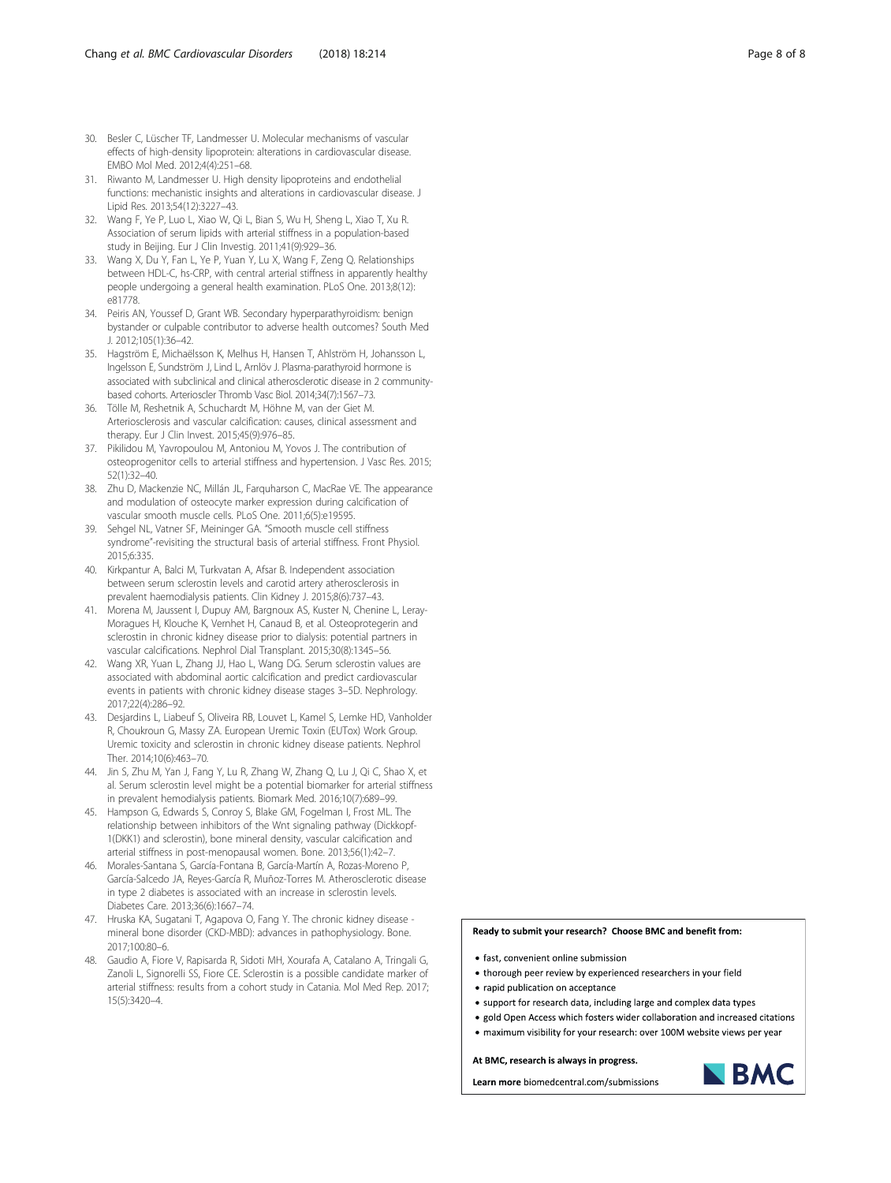30. Besler C, Lüscher TF, Landmesser U. Molecular mechanisms of vascular effects of high-density lipoprotein: alterations in cardiovascular disease. EMBO Mol Med. 2012;4(4):251–68.
31. Riwanto M, Landmesser U. High density lipoproteins and endothelial functions: mechanistic insights and alterations in cardiovascular disease. J Lipid Res. 2013;54(12):3227–43.
32. Wang F, Ye P, Luo L, Xiao W, Qi L, Bian S, Wu H, Sheng L, Xiao T, Xu R. Association of serum lipids with arterial stiffness in a population-based study in Beijing. Eur J Clin Investig. 2011;41(9):929–36.
33. Wang X, Du Y, Fan L, Ye P, Yuan Y, Lu X, Wang F, Zeng Q. Relationships between HDL-C, hs-CRP, with central arterial stiffness in apparently healthy people undergoing a general health examination. PLoS One. 2013;8(12): e81778.
34. Peiris AN, Youssef D, Grant WB. Secondary hyperparathyroidism: benign bystander or culpable contributor to adverse health outcomes? South Med J. 2012;105(1):36–42.
35. Hagström E, Michaëlsson K, Melhus H, Hansen T, Ahlström H, Johansson L, Ingelsson E, Sundström J, Lind L, Arnlöv J. Plasma-parathyroid hormone is associated with subclinical and clinical atherosclerotic disease in 2 community-based cohorts. Arterioscler Thromb Vasc Biol. 2014;34(7):1567–73.
36. Tölle M, Reshetnik A, Schuchardt M, Höhne M, van der Giet M. Arteriosclerosis and vascular calcification: causes, clinical assessment and therapy. Eur J Clin Invest. 2015;45(9):976–85.
37. Pikilidou M, Yavropoulou M, Antoniou M, Yovos J. The contribution of osteoprogenitor cells to arterial stiffness and hypertension. J Vasc Res. 2015; 52(1):32–40.
38. Zhu D, Mackenzie NC, Millán JL, Farquharson C, MacRae VE. The appearance and modulation of osteocyte marker expression during calcification of vascular smooth muscle cells. PLoS One. 2011;6(5):e19595.
39. Sehgel NL, Vatner SF, Meininger GA. "Smooth muscle cell stiffness syndrome"-revisiting the structural basis of arterial stiffness. Front Physiol. 2015;6:335.
40. Kirkpantur A, Balci M, Turkvatan A, Afsar B. Independent association between serum sclerostin levels and carotid artery atherosclerosis in prevalent haemodialysis patients. Clin Kidney J. 2015;8(6):737–43.
41. Morena M, Jaussent I, Dupuy AM, Bargnoux AS, Kuster N, Chenine L, Leray-Moragues H, Klouche K, Vernhet H, Canaud B, et al. Osteoprotegerin and sclerostin in chronic kidney disease prior to dialysis: potential partners in vascular calcifications. Nephrol Dial Transplant. 2015;30(8):1345–56.
42. Wang XR, Yuan L, Zhang JJ, Hao L, Wang DG. Serum sclerostin values are associated with abdominal aortic calcification and predict cardiovascular events in patients with chronic kidney disease stages 3–5D. Nephrology. 2017;22(4):286–92.
43. Desjardins L, Liabeuf S, Oliveira RB, Louvet L, Kamel S, Lemke HD, Vanholder R, Choukroun G, Massy ZA. European Uremic Toxin (EUTox) Work Group. Uremic toxicity and sclerostin in chronic kidney disease patients. Nephrol Ther. 2014;10(6):463–70.
44. Jin S, Zhu M, Yan J, Fang Y, Lu R, Zhang W, Zhang Q, Lu J, Qi C, Shao X, et al. Serum sclerostin level might be a potential biomarker for arterial stiffness in prevalent hemodialysis patients. Biomark Med. 2016;10(7):689–99.
45. Hampson G, Edwards S, Conroy S, Blake GM, Fogelman I, Frost ML. The relationship between inhibitors of the Wnt signaling pathway (Dickkopf-1(DKK1) and sclerostin), bone mineral density, vascular calcification and arterial stiffness in post-menopausal women. Bone. 2013;56(1):42–7.
46. Morales-Santana S, García-Fontana B, García-Martín A, Rozas-Moreno P, García-Salcedo JA, Reyes-García R, Muñoz-Torres M. Atherosclerotic disease in type 2 diabetes is associated with an increase in sclerostin levels. Diabetes Care. 2013;36(6):1667–74.
47. Hruska KA, Sugatani T, Agapova O, Fang Y. The chronic kidney disease - mineral bone disorder (CKD-MBD): advances in pathophysiology. Bone. 2017;100:80–6.
48. Gaudio A, Fiore V, Rapisarda R, Sidoti MH, Xourafa A, Catalano A, Tringali G, Zanoli L, Signorelli SS, Fiore CE. Sclerostin is a possible candidate marker of arterial stiffness: results from a cohort study in Catania. Mol Med Rep. 2017; 15(5):3420–4.